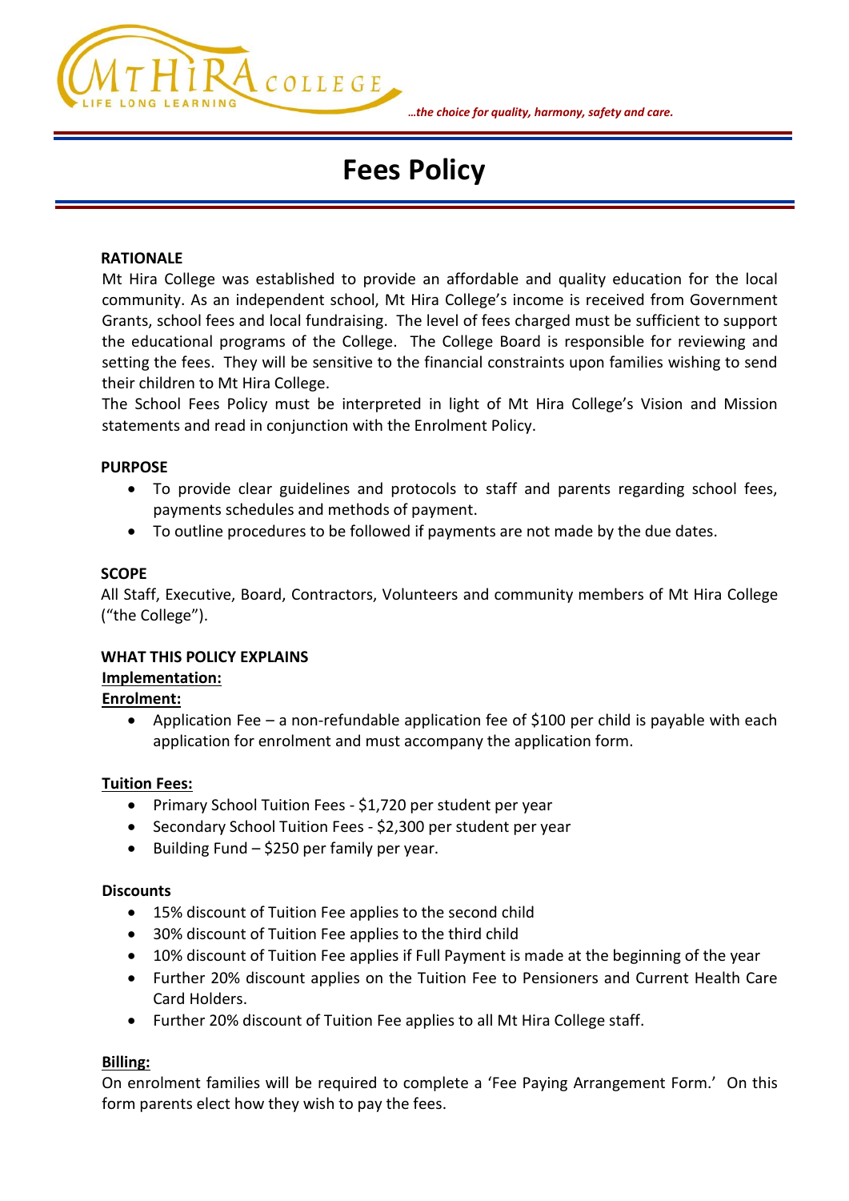*…the choice for quality, harmony, safety and care.*

# Fees Policy

**RATIONALE**

Mt Hira College was established to provide an affordable and quality education for the local community. As an independent school, Mt Hira College's income is received from Government Grants, school fees and local fundraising. The level of fees charged must be sufficient to support the educational programs of the College. The College Board is responsible for reviewing and setting the fees. They will be sensitive to the financial constraints upon families wishing to send their children to Mt Hira College.

The School Fees Policy must be interpreted in light of Mt Hira College's Vision and Mission statements and read in conjunction with the Enrolment Policy.

**PURPOSE**

- To provide clear guidelines and protocols to staff and parents regarding school fees, payments schedules and methods of payment.
- To outline procedures to be followed if payments are not made by the due dates.

**SCOPE**

All Staff, Executive, Board, Contractors, Volunteers and community members of Mt Hira College ("the College").

**WHAT THIS POLICY EXPLAINS**

**Implementation:**

**Enrolment:**

- Application Fee – a non-refundable application fee of $100 per child is payable with each application for enrolment and must accompany the application form.

**Tuition Fees:**

- Primary School Tuition Fees - $1,720 per student per year
- Secondary School Tuition Fees - $2,300 per student per year
- Building Fund – $250 per family per year.

**Discounts**

- 15% discount of Tuition Fee applies to the second child
- 30% discount of Tuition Fee applies to the third child
- 10% discount of Tuition Fee applies if Full Payment is made at the beginning of the year
- Further 20% discount applies on the Tuition Fee to Pensioners and Current Health Care Card Holders.
- Further 20% discount of Tuition Fee applies to all Mt Hira College staff.

**Billing:**

On enrolment families will be required to complete a 'Fee Paying Arrangement Form.' On this form parents elect how they wish to pay the fees.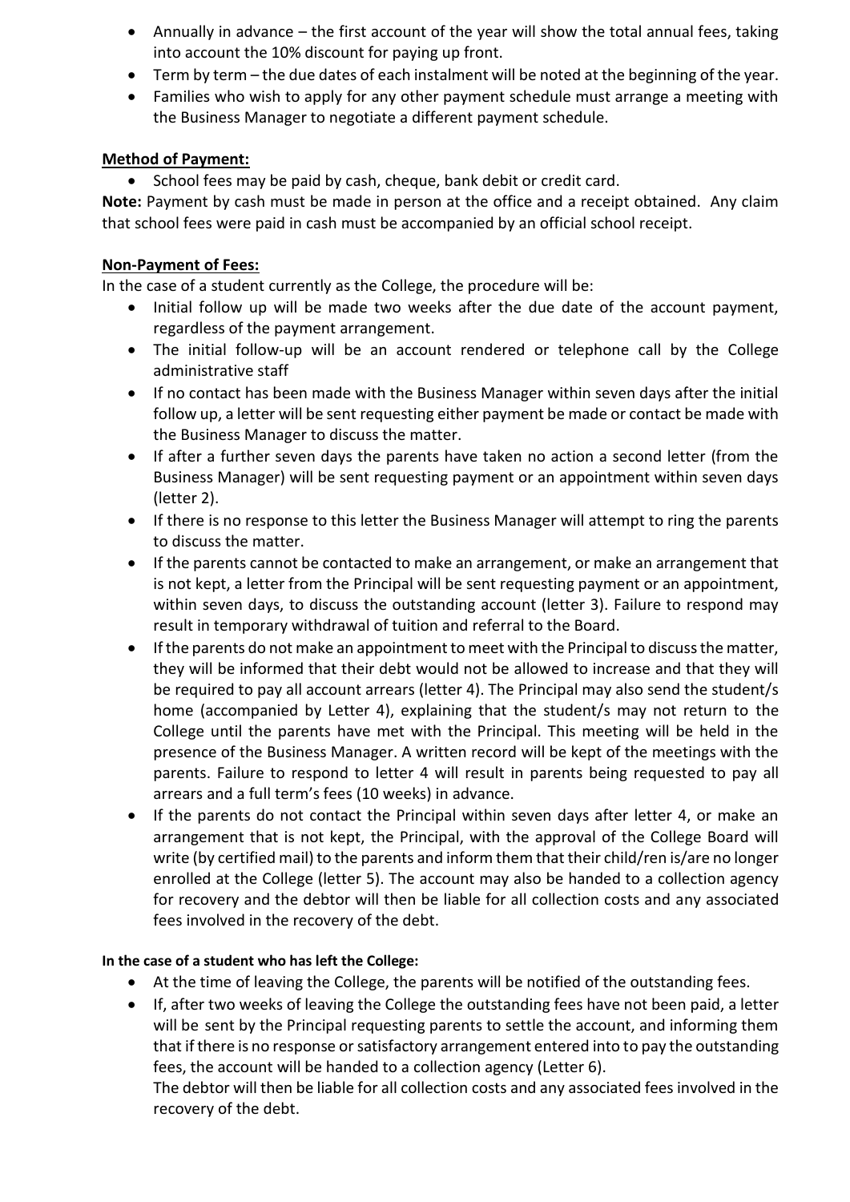- Annually in advance – the first account of the year will show the total annual fees, taking into account the 10% discount for paying up front.
- Term by term – the due dates of each instalment will be noted at the beginning of the year.
- Families who wish to apply for any other payment schedule must arrange a meeting with the Business Manager to negotiate a different payment schedule.

**Method of Payment:**

- School fees may be paid by cash, cheque, bank debit or credit card.

**Note:** Payment by cash must be made in person at the office and a receipt obtained. Any claim that school fees were paid in cash must be accompanied by an official school receipt.

**Non-Payment of Fees:**

In the case of a student currently as the College, the procedure will be:

- Initial follow up will be made two weeks after the due date of the account payment, regardless of the payment arrangement.
- The initial follow-up will be an account rendered or telephone call by the College administrative staff
- If no contact has been made with the Business Manager within seven days after the initial follow up, a letter will be sent requesting either payment be made or contact be made with the Business Manager to discuss the matter.
- If after a further seven days the parents have taken no action a second letter (from the Business Manager) will be sent requesting payment or an appointment within seven days (letter 2).
- If there is no response to this letter the Business Manager will attempt to ring the parents to discuss the matter.
- If the parents cannot be contacted to make an arrangement, or make an arrangement that is not kept, a letter from the Principal will be sent requesting payment or an appointment, within seven days, to discuss the outstanding account (letter 3). Failure to respond may result in temporary withdrawal of tuition and referral to the Board.
- If the parents do not make an appointment to meet with the Principal to discuss the matter, they will be informed that their debt would not be allowed to increase and that they will be required to pay all account arrears (letter 4). The Principal may also send the student/s home (accompanied by Letter 4), explaining that the student/s may not return to the College until the parents have met with the Principal. This meeting will be held in the presence of the Business Manager. A written record will be kept of the meetings with the parents. Failure to respond to letter 4 will result in parents being requested to pay all arrears and a full term's fees (10 weeks) in advance.
- If the parents do not contact the Principal within seven days after letter 4, or make an arrangement that is not kept, the Principal, with the approval of the College Board will write (by certified mail) to the parents and inform them that their child/ren is/are no longer enrolled at the College (letter 5). The account may also be handed to a collection agency for recovery and the debtor will then be liable for all collection costs and any associated fees involved in the recovery of the debt.

**In the case of a student who has left the College:**

- At the time of leaving the College, the parents will be notified of the outstanding fees.
- If, after two weeks of leaving the College the outstanding fees have not been paid, a letter will be sent by the Principal requesting parents to settle the account, and informing them that if there is no response or satisfactory arrangement entered into to pay the outstanding fees, the account will be handed to a collection agency (Letter 6).

  The debtor will then be liable for all collection costs and any associated fees involved in the recovery of the debt.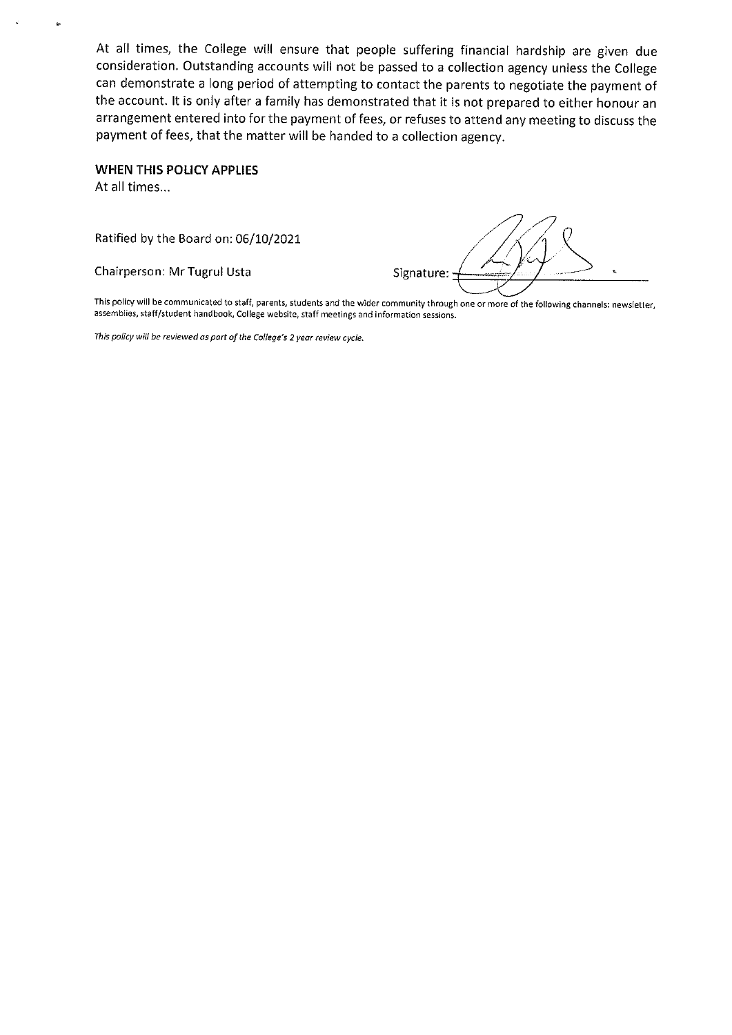At all times, the College will ensure that people suffering financial hardship are given due consideration. Outstanding accounts will not be passed to a collection agency unless the College can demonstrate a long period of attempting to contact the parents to negotiate the payment of the account. It is only after a family has demonstrated that it is not prepared to either honour an arrangement entered into for the payment of fees, or refuses to attend any meeting to discuss the payment of fees, that the matter will be handed to a collection agency.

**WHEN THIS POLICY APPLIES**

At all times...

Ratified by the Board on: 06/10/2021

Chairperson: Mr Tugrul Usta    Signature: ____________

This policy will be communicated to staff, parents, students and the wider community through one or more of the following channels: newsletter, assemblies, staff/student handbook, College website, staff meetings and information sessions.

*This policy will be reviewed as part of the College's 2 year review cycle.*